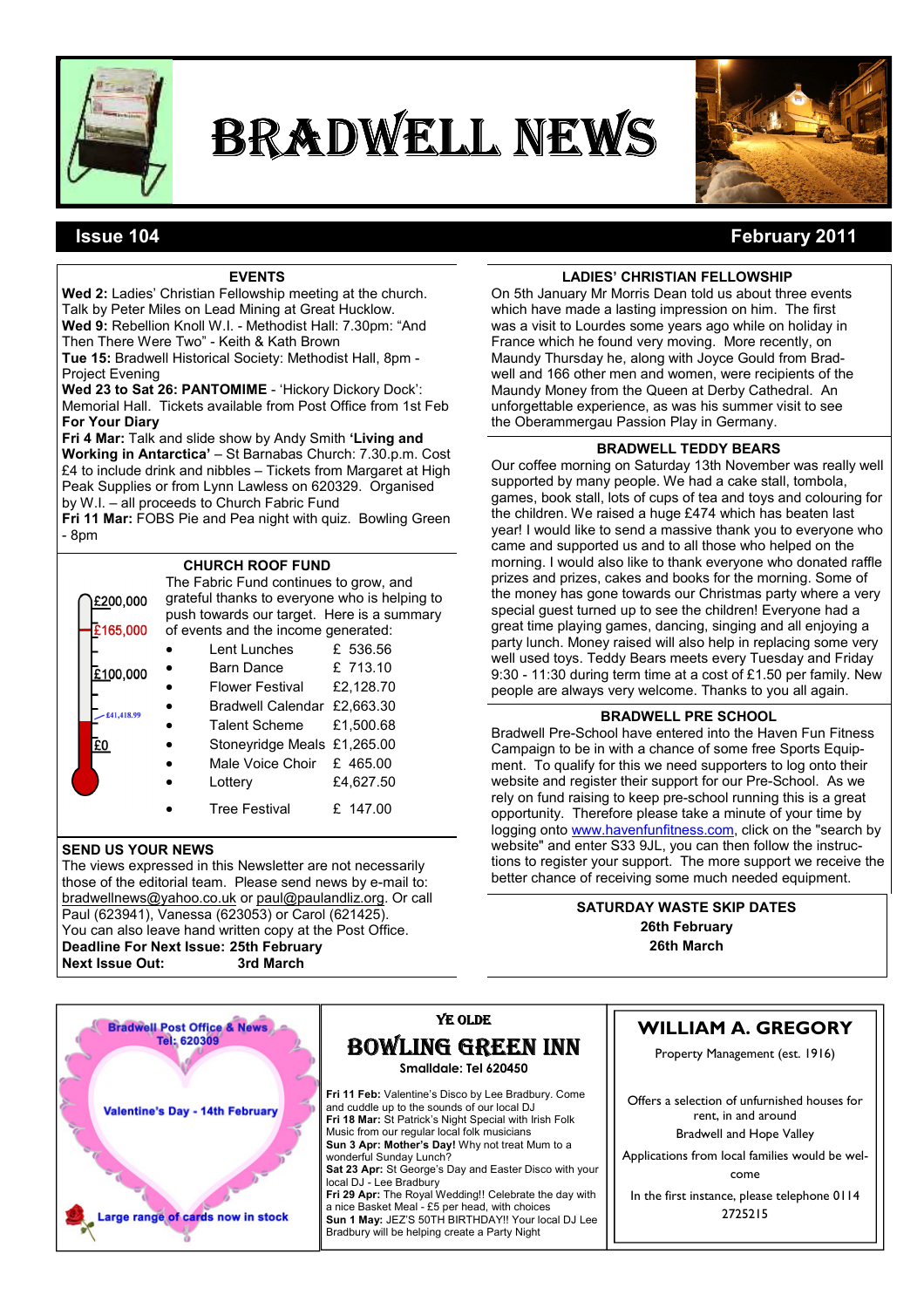# BRADWELL NEWS

**Issue 104** — **February 2011**

## EVENTS

**Wed 2:** Ladies' Christian Fellowship meeting at the church. Talk by Peter Miles on Lead Mining at Great Hucklow.

**Wed 9:** Rebellion Knoll W.I. - Methodist Hall: 7.30pm: "And Then There Were Two" - Keith & Kath Brown

**Tue 15:** Bradwell Historical Society: Methodist Hall, 8pm - Project Evening

**Wed 23 to Sat 26: PANTOMIME** - 'Hickory Dickory Dock': Memorial Hall. Tickets available from Post Office from 1st Feb

**For Your Diary**

**Fri 4 Mar:** Talk and slide show by Andy Smith **'Living and Working in Antarctica'** – St Barnabas Church: 7.30.p.m. Cost £4 to include drink and nibbles – Tickets from Margaret at High Peak Supplies or from Lynn Lawless on 620329. Organised by W.I. – all proceeds to Church Fabric Fund

**Fri 11 Mar:** FOBS Pie and Pea night with quiz. Bowling Green - 8pm

## CHURCH ROOF FUND

£200,000 / £165,000 / £100,000 / £41,418.99 / £0

The Fabric Fund continues to grow, and grateful thanks to everyone who is helping to push towards our target. Here is a summary of events and the income generated:

| Event | Income |
|---|---|
| Lent Lunches | £ 536.56 |
| Barn Dance | £ 713.10 |
| Flower Festival | £2,128.70 |
| Bradwell Calendar | £2,663.30 |
| Talent Scheme | £1,500.68 |
| Stoneyridge Meals | £1,265.00 |
| Male Voice Choir | £ 465.00 |
| Lottery | £4,627.50 |
| Tree Festival | £ 147.00 |

## SEND US YOUR NEWS

The views expressed in this Newsletter are not necessarily those of the editorial team. Please send news by e-mail to: bradwellnews@yahoo.co.uk or paul@paulandliz.org. Or call Paul (623941), Vanessa (623053) or Carol (621425). You can also leave hand written copy at the Post Office.

**Deadline For Next Issue: 25th February**

**Next Issue Out: 3rd March**

## LADIES' CHRISTIAN FELLOWSHIP

On 5th January Mr Morris Dean told us about three events which have made a lasting impression on him. The first was a visit to Lourdes some years ago while on holiday in France which he found very moving. More recently, on Maundy Thursday he, along with Joyce Gould from Bradwell and 166 other men and women, were recipients of the Maundy Money from the Queen at Derby Cathedral. An unforgettable experience, as was his summer visit to see the Oberammergau Passion Play in Germany.

## BRADWELL TEDDY BEARS

Our coffee morning on Saturday 13th November was really well supported by many people. We had a cake stall, tombola, games, book stall, lots of cups of tea and toys and colouring for the children. We raised a huge £474 which has beaten last year! I would like to send a massive thank you to everyone who came and supported us and to all those who helped on the morning. I would also like to thank everyone who donated raffle prizes and prizes, cakes and books for the morning. Some of the money has gone towards our Christmas party where a very special guest turned up to see the children! Everyone had a great time playing games, dancing, singing and all enjoying a party lunch. Money raised will also help in replacing some very well used toys. Teddy Bears meets every Tuesday and Friday 9:30 - 11:30 during term time at a cost of £1.50 per family. New people are always very welcome. Thanks to you all again.

## BRADWELL PRE SCHOOL

Bradwell Pre-School have entered into the Haven Fun Fitness Campaign to be in with a chance of some free Sports Equipment. To qualify for this we need supporters to log onto their website and register their support for our Pre-School. As we rely on fund raising to keep pre-school running this is a great opportunity. Therefore please take a minute of your time by logging onto www.havenfunfitness.com, click on the "search by website" and enter S33 9JL, you can then follow the instructions to register your support. The more support we receive the better chance of receiving some much needed equipment.

## SATURDAY WASTE SKIP DATES

**26th February**

**26th March**

---

**Bradwell Post Office & News**
**Tel: 620309**

**Valentine's Day - 14th February**

**Large range of cards now in stock**

---

**YE OLDE**

## BOWLING GREEN INN

**Smalldale: Tel 620450**

**Fri 11 Feb:** Valentine's Disco by Lee Bradbury. Come and cuddle up to the sounds of our local DJ

**Fri 18 Mar:** St Patrick's Night Special with Irish Folk Music from our regular local folk musicians

**Sun 3 Apr: Mother's Day!** Why not treat Mum to a wonderful Sunday Lunch?

**Sat 23 Apr:** St George's Day and Easter Disco with your local DJ - Lee Bradbury

**Fri 29 Apr:** The Royal Wedding!! Celebrate the day with a nice Basket Meal - £5 per head, with choices

**Sun 1 May:** JEZ'S 50TH BIRTHDAY!! Your local DJ Lee Bradbury will be helping create a Party Night

---

## WILLIAM A. GREGORY

Property Management (est. 1916)

Offers a selection of unfurnished houses for rent, in and around Bradwell and Hope Valley

Applications from local families would be welcome

In the first instance, please telephone 0114 2725215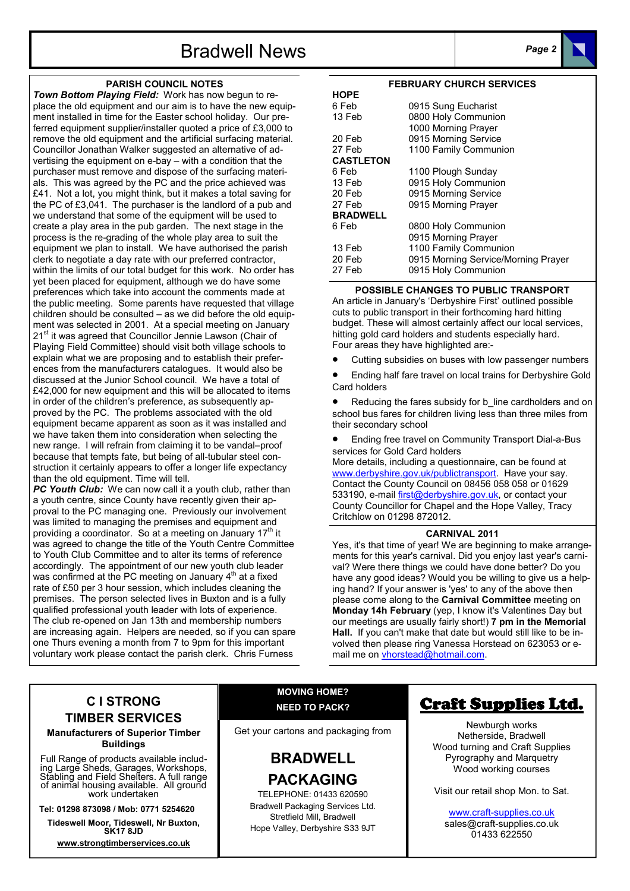## PARISH COUNCIL NOTES

***Town Bottom Playing Field:*** Work has now begun to replace the old equipment and our aim is to have the new equipment installed in time for the Easter school holiday. Our preferred equipment supplier/installer quoted a price of £3,000 to remove the old equipment and the artificial surfacing material. Councillor Jonathan Walker suggested an alternative of advertising the equipment on e-bay – with a condition that the purchaser must remove and dispose of the surfacing materials. This was agreed by the PC and the price achieved was £41. Not a lot, you might think, but it makes a total saving for the PC of £3,041. The purchaser is the landlord of a pub and we understand that some of the equipment will be used to create a play area in the pub garden. The next stage in the process is the re-grading of the whole play area to suit the equipment we plan to install. We have authorised the parish clerk to negotiate a day rate with our preferred contractor, within the limits of our total budget for this work. No order has yet been placed for equipment, although we do have some preferences which take into account the comments made at the public meeting. Some parents have requested that village children should be consulted – as we did before the old equipment was selected in 2001. At a special meeting on January 21st it was agreed that Councillor Jennie Lawson (Chair of Playing Field Committee) should visit both village schools to explain what we are proposing and to establish their preferences from the manufacturers catalogues. It would also be discussed at the Junior School council. We have a total of £42,000 for new equipment and this will be allocated to items in order of the children's preference, as subsequently approved by the PC. The problems associated with the old equipment became apparent as soon as it was installed and we have taken them into consideration when selecting the new range. I will refrain from claiming it to be vandal–proof because that tempts fate, but being of all-tubular steel construction it certainly appears to offer a longer life expectancy than the old equipment. Time will tell.

***PC Youth Club:*** We can now call it a youth club, rather than a youth centre, since County have recently given their approval to the PC managing one. Previously our involvement was limited to managing the premises and equipment and providing a coordinator. So at a meeting on January 17th it was agreed to change the title of the Youth Centre Committee to Youth Club Committee and to alter its terms of reference accordingly. The appointment of our new youth club leader was confirmed at the PC meeting on January 4th at a fixed rate of £50 per 3 hour session, which includes cleaning the premises. The person selected lives in Buxton and is a fully qualified professional youth leader with lots of experience. The club re-opened on Jan 13th and membership numbers are increasing again. Helpers are needed, so if you can spare one Thurs evening a month from 7 to 9pm for this important voluntary work please contact the parish clerk. Chris Furness

## FEBRUARY CHURCH SERVICES

| | |
|---|---|
| **HOPE** | |
| 6 Feb | 0915 Sung Eucharist |
| 13 Feb | 0800 Holy Communion |
| | 1000 Morning Prayer |
| 20 Feb | 0915 Morning Service |
| 27 Feb | 1100 Family Communion |
| **CASTLETON** | |
| 6 Feb | 1100 Plough Sunday |
| 13 Feb | 0915 Holy Communion |
| 20 Feb | 0915 Morning Service |
| 27 Feb | 0915 Morning Prayer |
| **BRADWELL** | |
| 6 Feb | 0800 Holy Communion |
| | 0915 Morning Prayer |
| 13 Feb | 1100 Family Communion |
| 20 Feb | 0915 Morning Service/Morning Prayer |
| 27 Feb | 0915 Holy Communion |

## POSSIBLE CHANGES TO PUBLIC TRANSPORT

An article in January's 'Derbyshire First' outlined possible cuts to public transport in their forthcoming hard hitting budget. These will almost certainly affect our local services, hitting gold card holders and students especially hard. Four areas they have highlighted are:-

- Cutting subsidies on buses with low passenger numbers
- Ending half fare travel on local trains for Derbyshire Gold Card holders
- Reducing the fares subsidy for b_line cardholders and on school bus fares for children living less than three miles from their secondary school
- Ending free travel on Community Transport Dial-a-Bus services for Gold Card holders

More details, including a questionnaire, can be found at www.derbyshire.gov.uk/publictransport. Have your say. Contact the County Council on 08456 058 058 or 01629 533190, e-mail first@derbyshire.gov.uk, or contact your County Councillor for Chapel and the Hope Valley, Tracy Critchlow on 01298 872012.

## CARNIVAL 2011

Yes, it's that time of year! We are beginning to make arrangements for this year's carnival. Did you enjoy last year's carnival? Were there things we could have done better? Do you have any good ideas? Would you be willing to give us a helping hand? If your answer is 'yes' to any of the above then please come along to the **Carnival Committee** meeting on **Monday 14h February** (yep, I know it's Valentines Day but our meetings are usually fairly short!) **7 pm in the Memorial Hall.** If you can't make that date but would still like to be involved then please ring Vanessa Horstead on 623053 or e-mail me on vhorstead@hotmail.com.

---

## C I STRONG TIMBER SERVICES

**Manufacturers of Superior Timber Buildings**

Full Range of products available including Large Sheds, Garages, Workshops, Stabling and Field Shelters. A full range of animal housing available. All ground work undertaken

**Tel: 01298 873098 / Mob: 0771 5254620**

**Tideswell Moor, Tideswell, Nr Buxton, SK17 8JD**

**www.strongtimberservices.co.uk**

---

**MOVING HOME?**
**NEED TO PACK?**

Get your cartons and packaging from

## BRADWELL PACKAGING

TELEPHONE: 01433 620590
Bradwell Packaging Services Ltd.
Stretfield Mill, Bradwell
Hope Valley, Derbyshire S33 9JT

---

## Craft Supplies Ltd.

Newburgh works
Netherside, Bradwell
Wood turning and Craft Supplies
Pyrography and Marquetry
Wood working courses

Visit our retail shop Mon. to Sat.

www.craft-supplies.co.uk
sales@craft-supplies.co.uk
01433 622550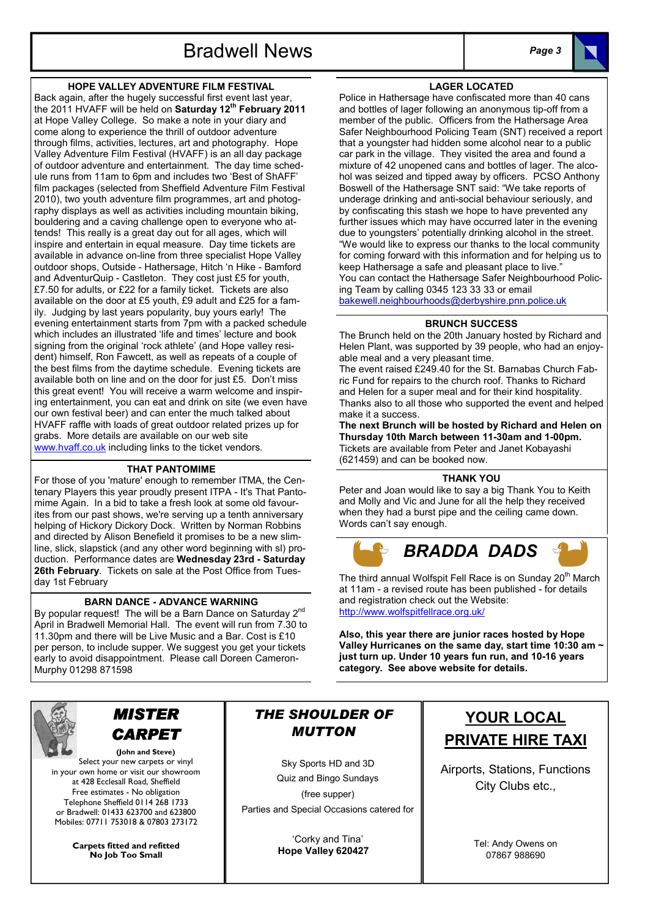## HOPE VALLEY ADVENTURE FILM FESTIVAL

Back again, after the hugely successful first event last year, the 2011 HVAFF will be held on **Saturday 12th February 2011** at Hope Valley College. So make a note in your diary and come along to experience the thrill of outdoor adventure through films, activities, lectures, art and photography. Hope Valley Adventure Film Festival (HVAFF) is an all day package of outdoor adventure and entertainment. The day time schedule runs from 11am to 6pm and includes two 'Best of ShAFF' film packages (selected from Sheffield Adventure Film Festival 2010), two youth adventure film programmes, art and photography displays as well as activities including mountain biking, bouldering and a caving challenge open to everyone who attends! This really is a great day out for all ages, which will inspire and entertain in equal measure. Day time tickets are available in advance on-line from three specialist Hope Valley outdoor shops, Outside - Hathersage, Hitch 'n Hike - Bamford and AdventurQuip - Castleton. They cost just £5 for youth, £7.50 for adults, or £22 for a family ticket. Tickets are also available on the door at £5 youth, £9 adult and £25 for a family. Judging by last years popularity, buy yours early! The evening entertainment starts from 7pm with a packed schedule which includes an illustrated 'life and times' lecture and book signing from the original 'rock athlete' (and Hope valley resident) himself, Ron Fawcett, as well as repeats of a couple of the best films from the daytime schedule. Evening tickets are available both on line and on the door for just £5. Don't miss this great event! You will receive a warm welcome and inspiring entertainment, you can eat and drink on site (we even have our own festival beer) and can enter the much talked about HVAFF raffle with loads of great outdoor related prizes up for grabs. More details are available on our web site www.hvaff.co.uk including links to the ticket vendors.

## THAT PANTOMIME

For those of you 'mature' enough to remember ITMA, the Centenary Players this year proudly present ITPA - It's That Pantomime Again. In a bid to take a fresh look at some old favourites from our past shows, we're serving up a tenth anniversary helping of Hickory Dickory Dock. Written by Norman Robbins and directed by Alison Benefield it promises to be a new slimline, slick, slapstick (and any other word beginning with sl) production. Performance dates are **Wednesday 23rd - Saturday 26th February**. Tickets on sale at the Post Office from Tuesday 1st February

## BARN DANCE - ADVANCE WARNING

By popular request! The will be a Barn Dance on Saturday 2nd April in Bradwell Memorial Hall. The event will run from 7.30 to 11.30pm and there will be Live Music and a Bar. Cost is £10 per person, to include supper. We suggest you get your tickets early to avoid disappointment. Please call Doreen Cameron-Murphy 01298 871598

## LAGER LOCATED

Police in Hathersage have confiscated more than 40 cans and bottles of lager following an anonymous tip-off from a member of the public. Officers from the Hathersage Area Safer Neighbourhood Policing Team (SNT) received a report that a youngster had hidden some alcohol near to a public car park in the village. They visited the area and found a mixture of 42 unopened cans and bottles of lager. The alcohol was seized and tipped away by officers. PCSO Anthony Boswell of the Hathersage SNT said: "We take reports of underage drinking and anti-social behaviour seriously, and by confiscating this stash we hope to have prevented any further issues which may have occurred later in the evening due to youngsters' potentially drinking alcohol in the street. "We would like to express our thanks to the local community for coming forward with this information and for helping us to keep Hathersage a safe and pleasant place to live."

You can contact the Hathersage Safer Neighbourhood Policing Team by calling 0345 123 33 33 or email bakewell.neighbourhoods@derbyshire.pnn.police.uk

## BRUNCH SUCCESS

The Brunch held on the 20th January hosted by Richard and Helen Plant, was supported by 39 people, who had an enjoyable meal and a very pleasant time.

The event raised £249.40 for the St. Barnabas Church Fabric Fund for repairs to the church roof. Thanks to Richard and Helen for a super meal and for their kind hospitality. Thanks also to all those who supported the event and helped make it a success.

**The next Brunch will be hosted by Richard and Helen on Thursday 10th March between 11-30am and 1-00pm.** Tickets are available from Peter and Janet Kobayashi (621459) and can be booked now.

## THANK YOU

Peter and Joan would like to say a big Thank You to Keith and Molly and Vic and June for all the help they received when they had a burst pipe and the ceiling came down. Words can't say enough.

## *BRADDA DADS*

The third annual Wolfspit Fell Race is on Sunday 20th March at 11am - a revised route has been published - for details and registration check out the Website: http://www.wolfspitfellrace.org.uk/

**Also, this year there are junior races hosted by Hope Valley Hurricanes on the same day, start time 10:30 am ~ just turn up. Under 10 years fun run, and 10-16 years category. See above website for details.**

---

### *MISTER CARPET*

**(John and Steve)**

Select your new carpets or vinyl in your own home or visit our showroom at 428 Ecclesall Road, Sheffield
Free estimates - No obligation
Telephone Sheffield 0114 268 1733
or Bradwell: 01433 623700 and 623800
Mobiles: 07711 753018 & 07803 273172

**Carpets fitted and refitted**
**No Job Too Small**

---

### *THE SHOULDER OF MUTTON*

Sky Sports HD and 3D
Quiz and Bingo Sundays
(free supper)
Parties and Special Occasions catered for

'Corky and Tina'
**Hope Valley 620427**

---

### YOUR LOCAL PRIVATE HIRE TAXI

Airports, Stations, Functions
City Clubs etc.,

Tel: Andy Owens on
07867 988690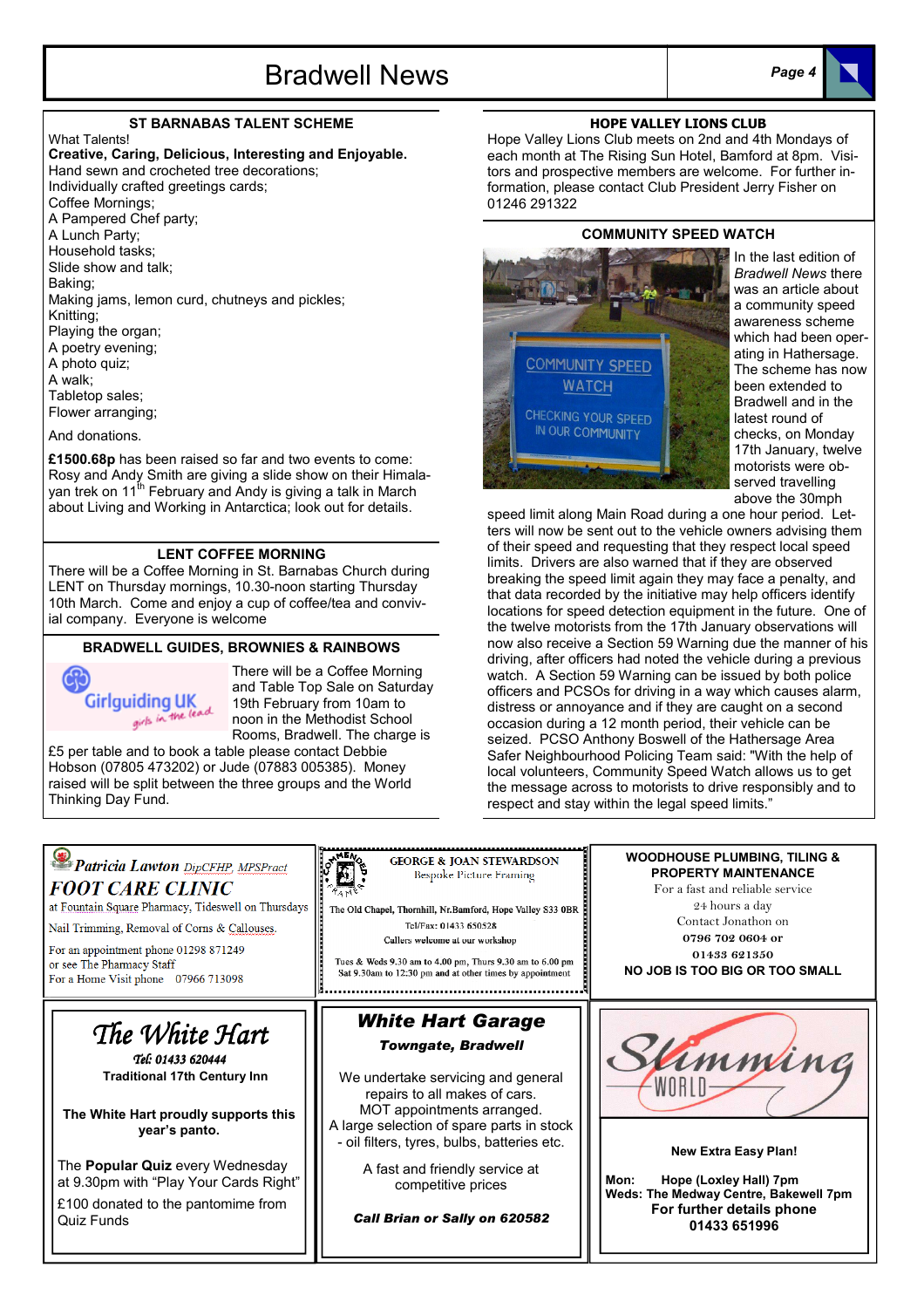## ST BARNABAS TALENT SCHEME

What Talents!

**Creative, Caring, Delicious, Interesting and Enjoyable.**

Hand sewn and crocheted tree decorations;
Individually crafted greetings cards;
Coffee Mornings;
A Pampered Chef party;
A Lunch Party;
Household tasks;
Slide show and talk;
Baking;
Making jams, lemon curd, chutneys and pickles;
Knitting;
Playing the organ;
A poetry evening;
A photo quiz;
A walk;
Tabletop sales;
Flower arranging;

And donations.

**£1500.68p** has been raised so far and two events to come: Rosy and Andy Smith are giving a slide show on their Himalayan trek on 11th February and Andy is giving a talk in March about Living and Working in Antarctica; look out for details.

## LENT COFFEE MORNING

There will be a Coffee Morning in St. Barnabas Church during LENT on Thursday mornings, 10.30-noon starting Thursday 10th March. Come and enjoy a cup of coffee/tea and convivial company. Everyone is welcome

## BRADWELL GUIDES, BROWNIES & RAINBOWS

Girlguiding UK — girls in the lead

There will be a Coffee Morning and Table Top Sale on Saturday 19th February from 10am to noon in the Methodist School Rooms, Bradwell. The charge is £5 per table and to book a table please contact Debbie Hobson (07805 473202) or Jude (07883 005385). Money raised will be split between the three groups and the World Thinking Day Fund.

## HOPE VALLEY LIONS CLUB

Hope Valley Lions Club meets on 2nd and 4th Mondays of each month at The Rising Sun Hotel, Bamford at 8pm. Visitors and prospective members are welcome. For further information, please contact Club President Jerry Fisher on 01246 291322

## COMMUNITY SPEED WATCH

COMMUNITY SPEED WATCH
CHECKING YOUR SPEED IN OUR COMMUNITY

In the last edition of *Bradwell News* there was an article about a community speed awareness scheme which had been operating in Hathersage. The scheme has now been extended to Bradwell and in the latest round of checks, on Monday 17th January, twelve motorists were observed travelling above the 30mph speed limit along Main Road during a one hour period. Letters will now be sent out to the vehicle owners advising them of their speed and requesting that they respect local speed limits. Drivers are also warned that if they are observed breaking the speed limit again they may face a penalty, and that data recorded by the initiative may help officers identify locations for speed detection equipment in the future. One of the twelve motorists from the 17th January observations will now also receive a Section 59 Warning due the manner of his driving, after officers had noted the vehicle during a previous watch. A Section 59 Warning can be issued by both police officers and PCSOs for driving in a way which causes alarm, distress or annoyance and if they are caught on a second occasion during a 12 month period, their vehicle can be seized. PCSO Anthony Boswell of the Hathersage Area Safer Neighbourhood Policing Team said: "With the help of local volunteers, Community Speed Watch allows us to get the message across to motorists to drive responsibly and to respect and stay within the legal speed limits."

---

**Patricia Lawton** DipCFHP, MPSPract
**FOOT CARE CLINIC**
at Fountain Square Pharmacy, Tideswell on Thursdays
Nail Trimming, Removal of Corns & Callouses.
For an appointment phone 01298 871249
or see The Pharmacy Staff
For a Home Visit phone 07966 713098

---

**GEORGE & JOAN STEWARDSON**
Bespoke Picture Framing
The Old Chapel, Thornhill, Nr.Bamford, Hope Valley S33 0BR
Tel/Fax: 01433 650528
Callers welcome at our workshop
Tues & Weds 9.30 am to 4.00 pm, Thurs 9.30 am to 6.00 pm
Sat 9.30am to 12.30 pm and at other times by appointment

---

**WOODHOUSE PLUMBING, TILING & PROPERTY MAINTENANCE**
For a fast and reliable service
24 hours a day
Contact Jonathon on
**0796 702 0604 or**
**01433 621350**
**NO JOB IS TOO BIG OR TOO SMALL**

---

**The White Hart**
Tel: 01433 620444
**Traditional 17th Century Inn**

**The White Hart proudly supports this year's panto.**

The **Popular Quiz** every Wednesday at 9.30pm with "Play Your Cards Right"
£100 donated to the pantomime from Quiz Funds

---

***White Hart Garage***
***Towngate, Bradwell***

We undertake servicing and general repairs to all makes of cars.
MOT appointments arranged.
A large selection of spare parts in stock - oil filters, tyres, bulbs, batteries etc.

A fast and friendly service at competitive prices

***Call Brian or Sally on 620582***

---

**Slimming World**

**New Extra Easy Plan!**

**Mon: Hope (Loxley Hall) 7pm**
**Weds: The Medway Centre, Bakewell 7pm**
**For further details phone**
**01433 651996**